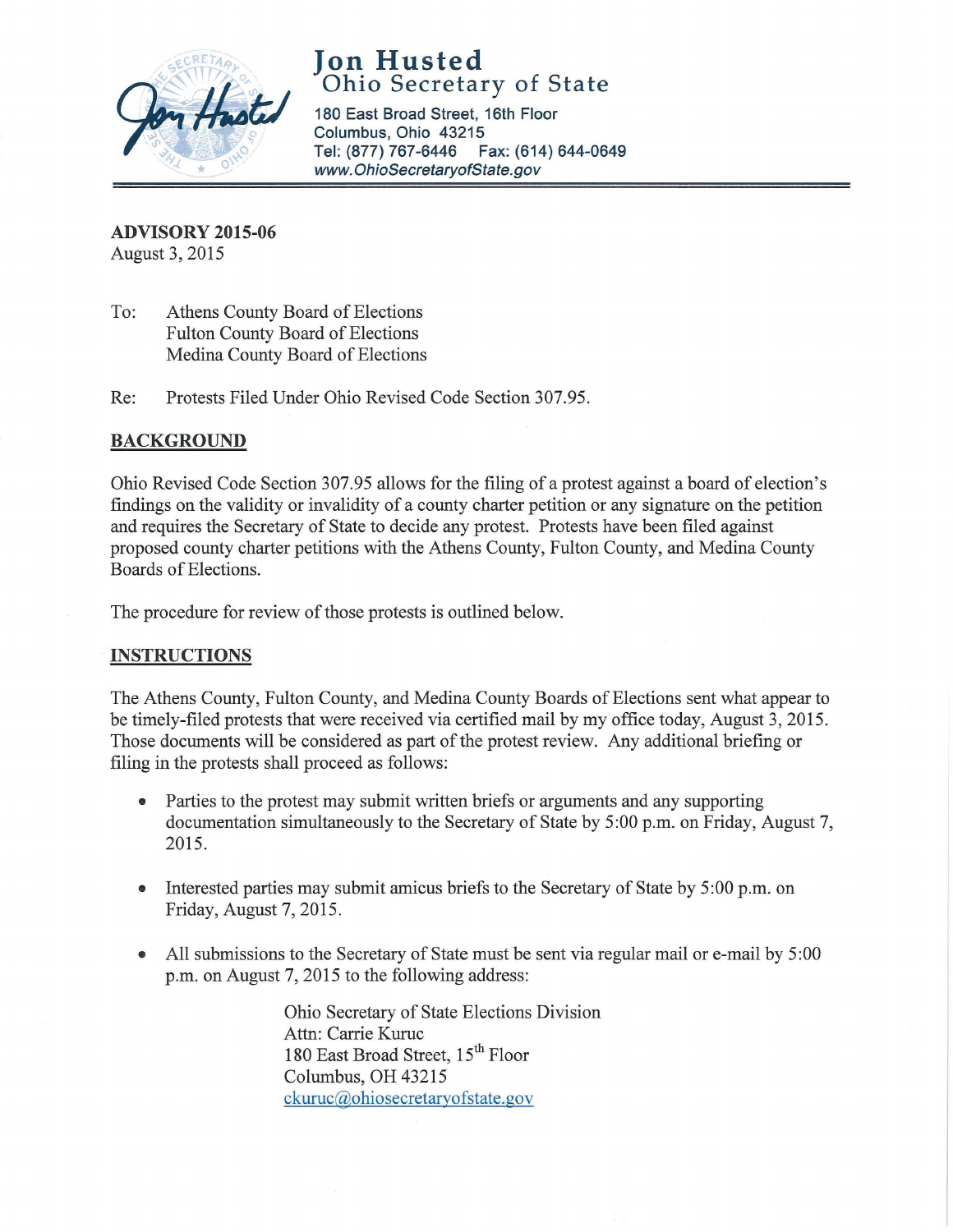# Jon Husted
## Ohio Secretary of State

180 East Broad Street, 16th Floor
Columbus, Ohio 43215
Tel: (877) 767-6446 Fax: (614) 644-0649
*www.OhioSecretaryofState.gov*

**ADVISORY 2015-06**
August 3, 2015

To: Athens County Board of Elections
Fulton County Board of Elections
Medina County Board of Elections

Re: Protests Filed Under Ohio Revised Code Section 307.95.

## BACKGROUND

Ohio Revised Code Section 307.95 allows for the filing of a protest against a board of election's findings on the validity or invalidity of a county charter petition or any signature on the petition and requires the Secretary of State to decide any protest. Protests have been filed against proposed county charter petitions with the Athens County, Fulton County, and Medina County Boards of Elections.

The procedure for review of those protests is outlined below.

## INSTRUCTIONS

The Athens County, Fulton County, and Medina County Boards of Elections sent what appear to be timely-filed protests that were received via certified mail by my office today, August 3, 2015. Those documents will be considered as part of the protest review. Any additional briefing or filing in the protests shall proceed as follows:

- Parties to the protest may submit written briefs or arguments and any supporting documentation simultaneously to the Secretary of State by 5:00 p.m. on Friday, August 7, 2015.
- Interested parties may submit amicus briefs to the Secretary of State by 5:00 p.m. on Friday, August 7, 2015.
- All submissions to the Secretary of State must be sent via regular mail or e-mail by 5:00 p.m. on August 7, 2015 to the following address:

  Ohio Secretary of State Elections Division
  Attn: Carrie Kuruc
  180 East Broad Street, 15th Floor
  Columbus, OH 43215
  ckuruc@ohiosecretaryofstate.gov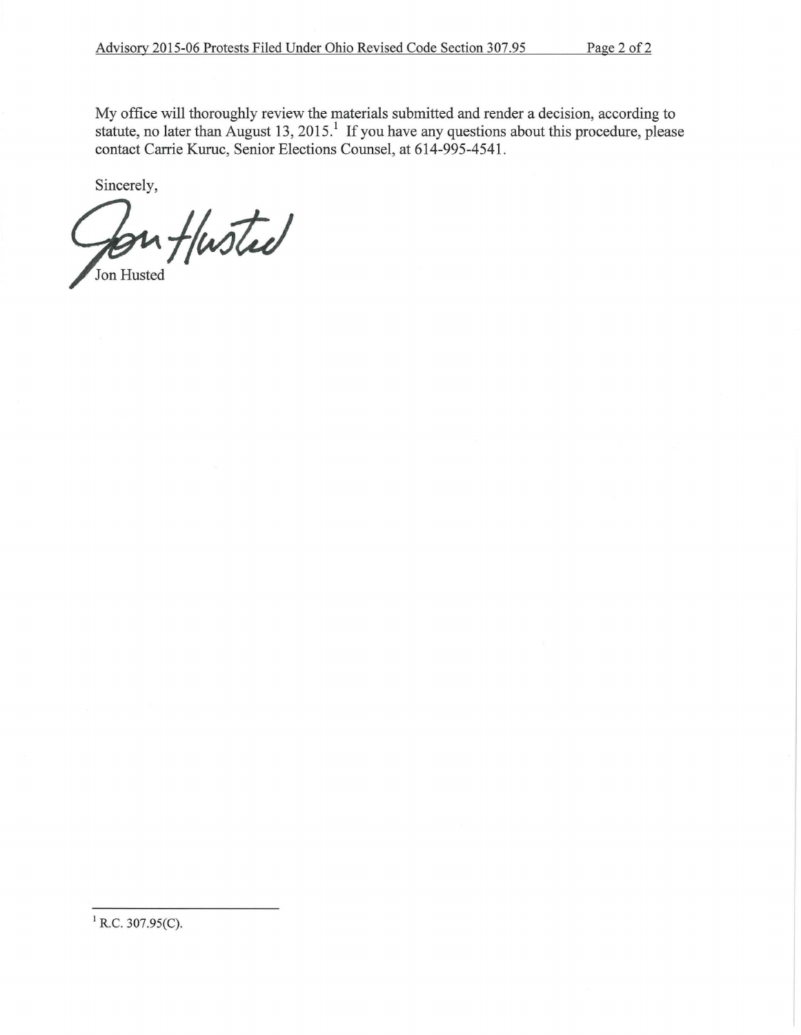My office will thoroughly review the materials submitted and render a decision, according to statute, no later than August 13, 2015.[1] If you have any questions about this procedure, please contact Carrie Kuruc, Senior Elections Counsel, at 614-995-4541.

Sincerely,

Jon Husted

---

[1] R.C. 307.95(C).